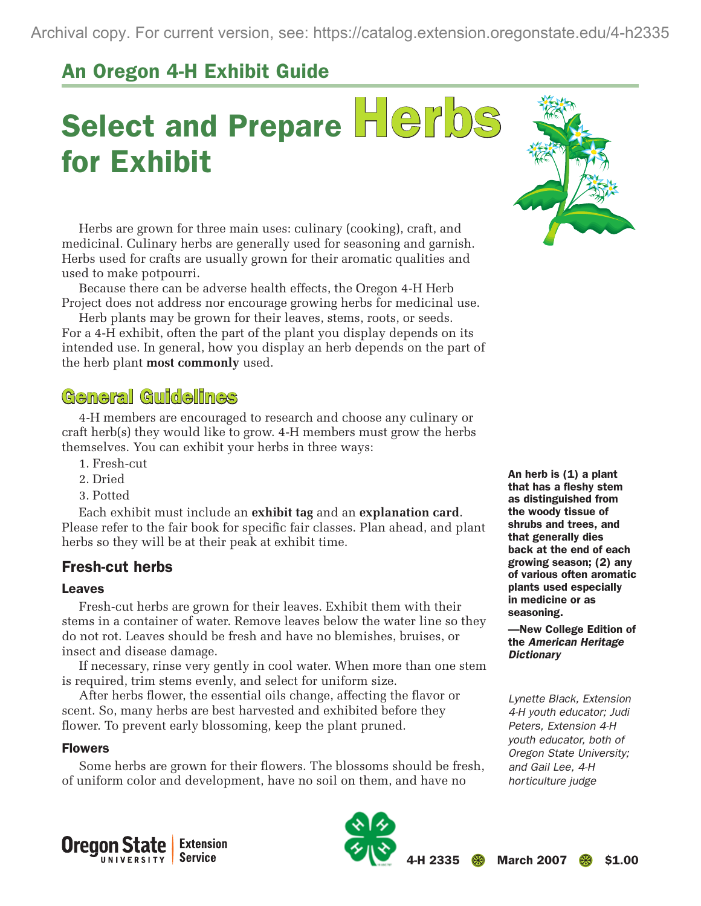Archival copy. For current version, see: https://catalog.extension.oregonstate.edu/4-h2335

## An Oregon 4-H Exhibit Guide

# Select and Prepare Herbs for Exhibit

Herbs are grown for three main uses: culinary (cooking), craft, and medicinal. Culinary herbs are generally used for seasoning and garnish. Herbs used for crafts are usually grown for their aromatic qualities and used to make potpourri.

Because there can be adverse health effects, the Oregon 4-H Herb Project does not address nor encourage growing herbs for medicinal use.

Herb plants may be grown for their leaves, stems, roots, or seeds. For a 4-H exhibit, often the part of the plant you display depends on its intended use. In general, how you display an herb depends on the part of the herb plant **most commonly** used.

**An herb is (1) a plant that has a fleshy stem as distinguished from the woody tissue of shrubs and trees, and that generally dies back at the end of each growing season; (2) any of various often aromatic plants used especially in medicine or as seasoning.**

**—New College Edition of the *American Heritage Dictionary***

*Lynette Black, Extension 4-H youth educator; Judi Peters, Extension 4-H youth educator, both of Oregon State University; and Gail Lee, 4-H horticulture judge*

## General Guidelines

4-H members are encouraged to research and choose any culinary or craft herb(s) they would like to grow. 4-H members must grow the herbs themselves. You can exhibit your herbs in three ways:

1. Fresh-cut
2. Dried
3. Potted

Each exhibit must include an **exhibit tag** and an **explanation card**. Please refer to the fair book for specific fair classes. Plan ahead, and plant herbs so they will be at their peak at exhibit time.

### Fresh-cut herbs

#### Leaves

Fresh-cut herbs are grown for their leaves. Exhibit them with their stems in a container of water. Remove leaves below the water line so they do not rot. Leaves should be fresh and have no blemishes, bruises, or insect and disease damage.

If necessary, rinse very gently in cool water. When more than one stem is required, trim stems evenly, and select for uniform size.

After herbs flower, the essential oils change, affecting the flavor or scent. So, many herbs are best harvested and exhibited before they flower. To prevent early blossoming, keep the plant pruned.

#### Flowers

Some herbs are grown for their flowers. The blossoms should be fresh, of uniform color and development, have no soil on them, and have no

4-H 2335 March 2007 $1.00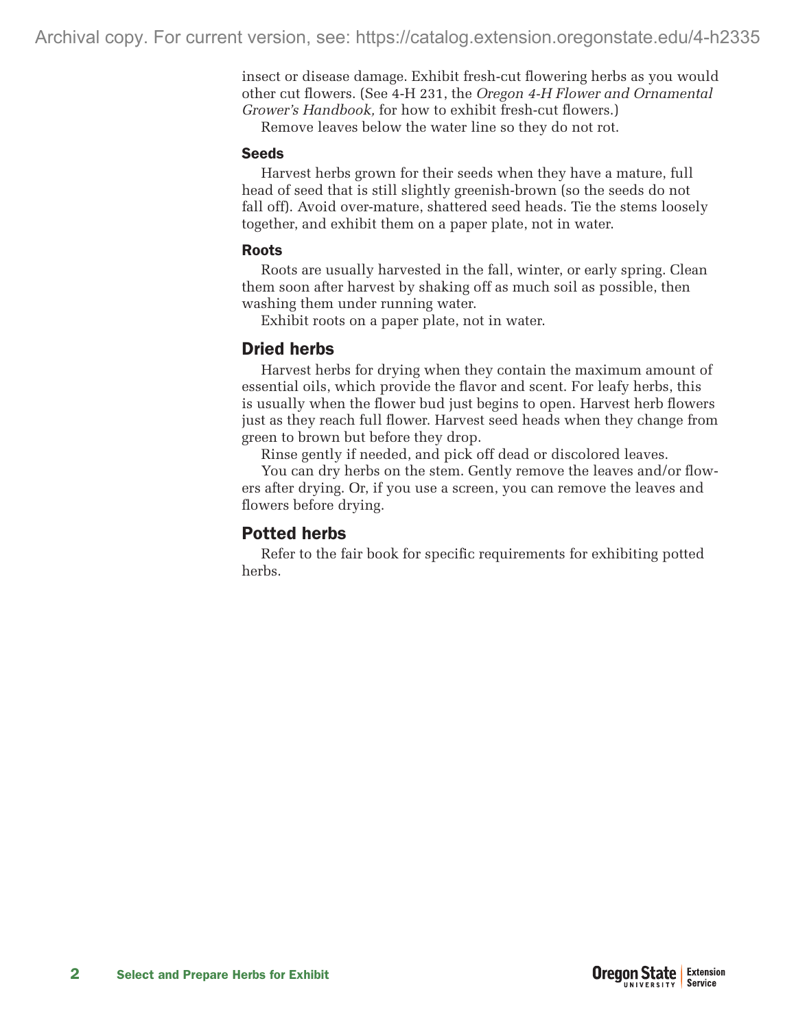insect or disease damage. Exhibit fresh-cut flowering herbs as you would other cut flowers. (See 4-H 231, the *Oregon 4-H Flower and Ornamental Grower's Handbook,* for how to exhibit fresh-cut flowers.)

Remove leaves below the water line so they do not rot.

### Seeds

Harvest herbs grown for their seeds when they have a mature, full head of seed that is still slightly greenish-brown (so the seeds do not fall off). Avoid over-mature, shattered seed heads. Tie the stems loosely together, and exhibit them on a paper plate, not in water.

### Roots

Roots are usually harvested in the fall, winter, or early spring. Clean them soon after harvest by shaking off as much soil as possible, then washing them under running water.

Exhibit roots on a paper plate, not in water.

## Dried herbs

Harvest herbs for drying when they contain the maximum amount of essential oils, which provide the flavor and scent. For leafy herbs, this is usually when the flower bud just begins to open. Harvest herb flowers just as they reach full flower. Harvest seed heads when they change from green to brown but before they drop.

Rinse gently if needed, and pick off dead or discolored leaves.

You can dry herbs on the stem. Gently remove the leaves and/or flowers after drying. Or, if you use a screen, you can remove the leaves and flowers before drying.

## Potted herbs

Refer to the fair book for specific requirements for exhibiting potted herbs.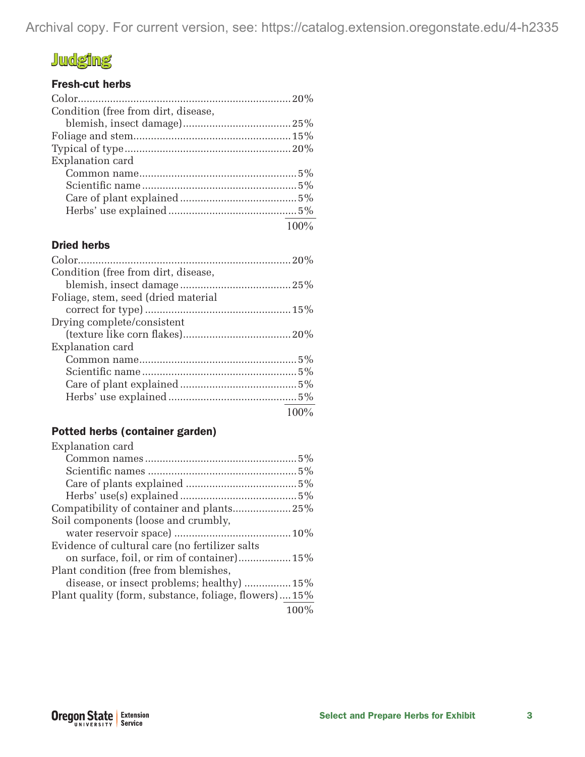# Judging

### Fresh-cut herbs

| Criteria | Points |
| --- | --- |
| Color | 20% |
| Condition (free from dirt, disease, blemish, insect damage) | 25% |
| Foliage and stem | 15% |
| Typical of type | 20% |
| Explanation card | |
| Common name | 5% |
| Scientific name | 5% |
| Care of plant explained | 5% |
| Herbs' use explained | 5% |
| | 100% |

### Dried herbs

| Criteria | Points |
| --- | --- |
| Color | 20% |
| Condition (free from dirt, disease, blemish, insect damage | 25% |
| Foliage, stem, seed (dried material correct for type) | 15% |
| Drying complete/consistent (texture like corn flakes) | 20% |
| Explanation card | |
| Common name | 5% |
| Scientific name | 5% |
| Care of plant explained | 5% |
| Herbs' use explained | 5% |
| | 100% |

### Potted herbs (container garden)

| Criteria | Points |
| --- | --- |
| Explanation card | |
| Common names | 5% |
| Scientific names | 5% |
| Care of plants explained | 5% |
| Herbs' use(s) explained | 5% |
| Compatibility of container and plants | 25% |
| Soil components (loose and crumbly, water reservoir space) | 10% |
| Evidence of cultural care (no fertilizer salts on surface, foil, or rim of container) | 15% |
| Plant condition (free from blemishes, disease, or insect problems; healthy) | 15% |
| Plant quality (form, substance, foliage, flowers) | 15% |
| | 100% |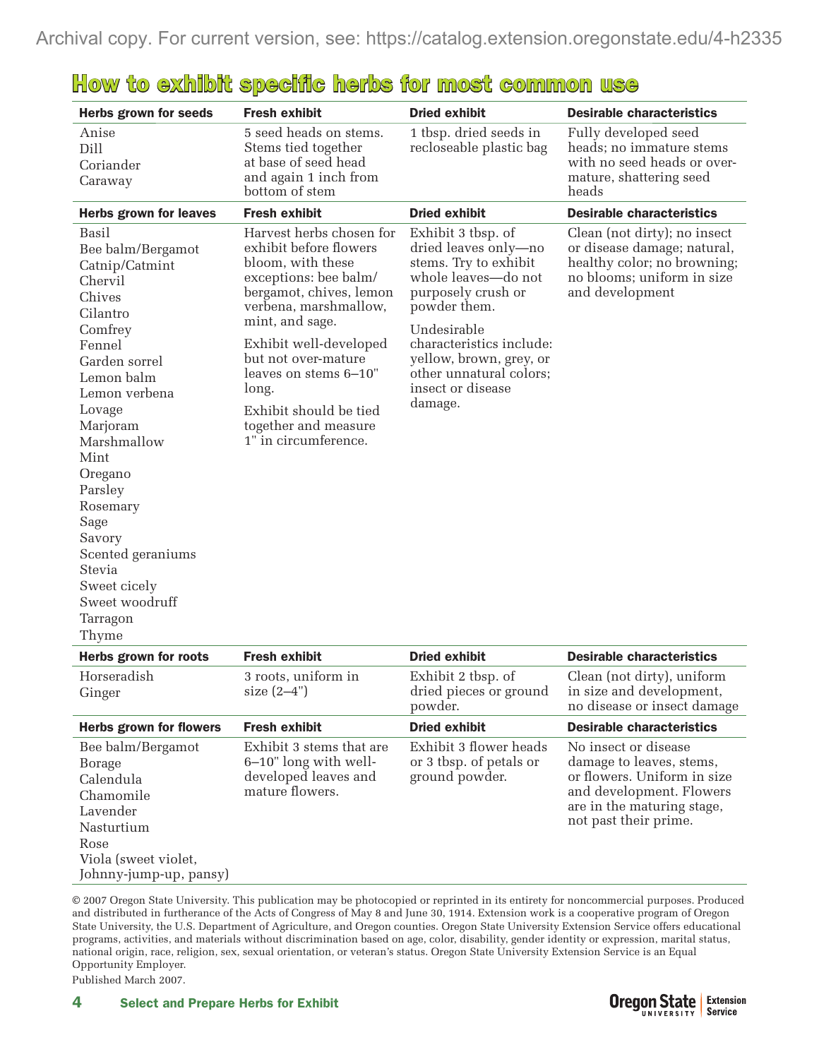Archival copy. For current version, see: https://catalog.extension.oregonstate.edu/4-h2335

## How to exhibit specific herbs for most common use

| Herbs grown for seeds | Fresh exhibit | Dried exhibit | Desirable characteristics |
|---|---|---|---|
| Anise<br>Dill<br>Coriander<br>Caraway | 5 seed heads on stems. Stems tied together at base of seed head and again 1 inch from bottom of stem | 1 tbsp. dried seeds in recloseable plastic bag | Fully developed seed heads; no immature stems with no seed heads or over-mature, shattering seed heads |
| **Herbs grown for leaves** | **Fresh exhibit** | **Dried exhibit** | **Desirable characteristics** |
| Basil<br>Bee balm/Bergamot<br>Catnip/Catmint<br>Chervil<br>Chives<br>Cilantro<br>Comfrey<br>Fennel<br>Garden sorrel<br>Lemon balm<br>Lemon verbena<br>Lovage<br>Marjoram<br>Marshmallow<br>Mint<br>Oregano<br>Parsley<br>Rosemary<br>Sage<br>Savory<br>Scented geraniums<br>Stevia<br>Sweet cicely<br>Sweet woodruff<br>Tarragon<br>Thyme | Harvest herbs chosen for exhibit before flowers bloom, with these exceptions: bee balm/bergamot, chives, lemon verbena, marshmallow, mint, and sage.<br><br>Exhibit well-developed but not over-mature leaves on stems 6–10" long.<br><br>Exhibit should be tied together and measure 1" in circumference. | Exhibit 3 tbsp. of dried leaves only—no stems. Try to exhibit whole leaves—do not purposely crush or powder them.<br><br>Undesirable characteristics include: yellow, brown, grey, or other unnatural colors; insect or disease damage. | Clean (not dirty); no insect or disease damage; natural, healthy color; no browning; no blooms; uniform in size and development |
| **Herbs grown for roots** | **Fresh exhibit** | **Dried exhibit** | **Desirable characteristics** |
| Horseradish<br>Ginger | 3 roots, uniform in size (2–4") | Exhibit 2 tbsp. of dried pieces or ground powder. | Clean (not dirty), uniform in size and development, no disease or insect damage |
| **Herbs grown for flowers** | **Fresh exhibit** | **Dried exhibit** | **Desirable characteristics** |
| Bee balm/Bergamot<br>Borage<br>Calendula<br>Chamomile<br>Lavender<br>Nasturtium<br>Rose<br>Viola (sweet violet, Johnny-jump-up, pansy) | Exhibit 3 stems that are 6–10" long with well-developed leaves and mature flowers. | Exhibit 3 flower heads or 3 tbsp. of petals or ground powder. | No insect or disease damage to leaves, stems, or flowers. Uniform in size and development. Flowers are in the maturing stage, not past their prime. |

© 2007 Oregon State University. This publication may be photocopied or reprinted in its entirety for noncommercial purposes. Produced and distributed in furtherance of the Acts of Congress of May 8 and June 30, 1914. Extension work is a cooperative program of Oregon State University, the U.S. Department of Agriculture, and Oregon counties. Oregon State University Extension Service offers educational programs, activities, and materials without discrimination based on age, color, disability, gender identity or expression, marital status, national origin, race, religion, sex, sexual orientation, or veteran's status. Oregon State University Extension Service is an Equal Opportunity Employer.

Published March 2007.